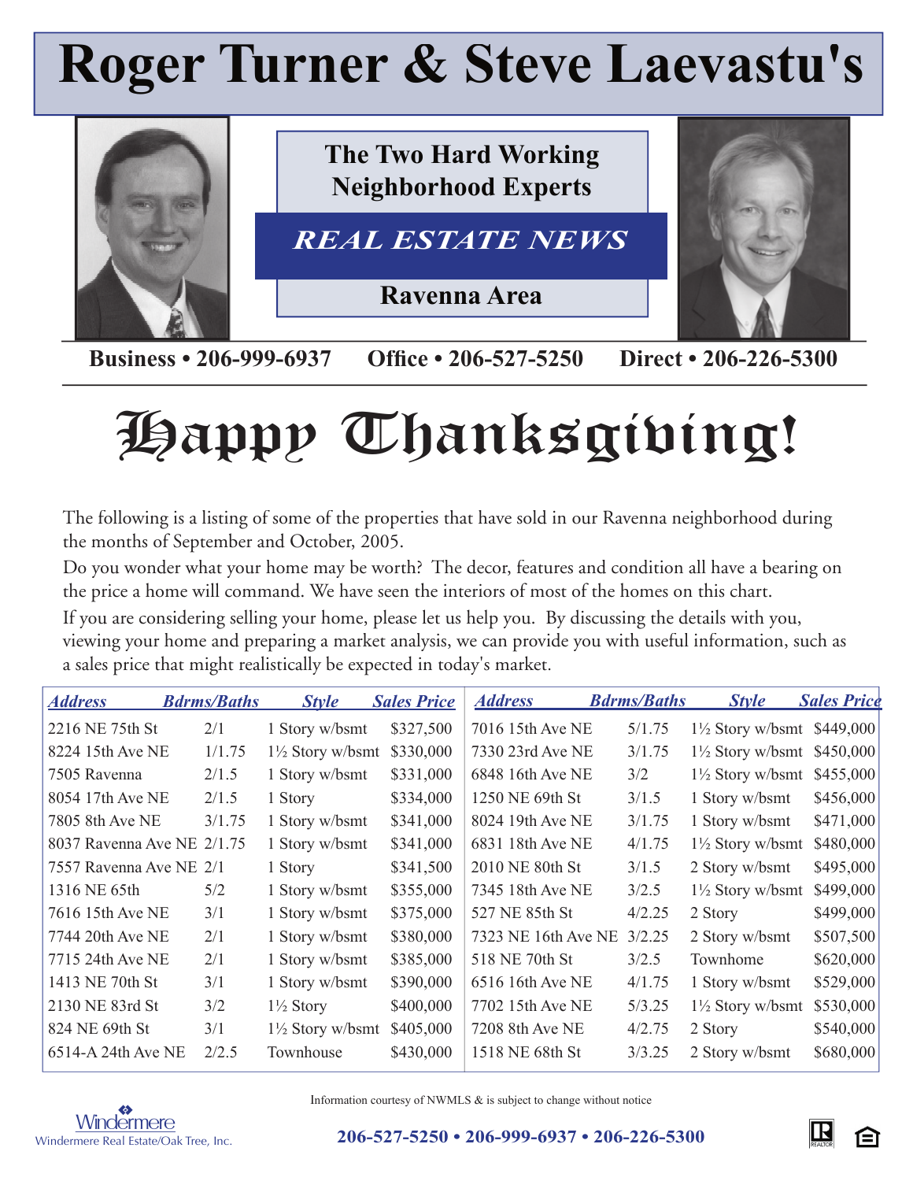# Roger Turner & Steve Laevastu's

**The Two Hard Working Neighborhood Experts**

***REAL ESTATE NEWS***

**Ravenna Area**

**Business • 206-999-6937 Office • 206-527-5250 Direct • 206-226-5300**

# Happy Thanksgiving!

The following is a listing of some of the properties that have sold in our Ravenna neighborhood during the months of September and October, 2005.

Do you wonder what your home may be worth? The decor, features and condition all have a bearing on the price a home will command. We have seen the interiors of most of the homes on this chart.

If you are considering selling your home, please let us help you. By discussing the details with you, viewing your home and preparing a market analysis, we can provide you with useful information, such as a sales price that might realistically be expected in today's market.

| Address | Bdrms/Baths | Style | Sales Price |
|---|---|---|---|
| 2216 NE 75th St | 2/1 | 1 Story w/bsmt | $327,500 |
| 8224 15th Ave NE | 1/1.75 | 1½ Story w/bsmt | $330,000 |
| 7505 Ravenna | 2/1.5 | 1 Story w/bsmt | $331,000 |
| 8054 17th Ave NE | 2/1.5 | 1 Story | $334,000 |
| 7805 8th Ave NE | 3/1.75 | 1 Story w/bsmt | $341,000 |
| 8037 Ravenna Ave NE | 2/1.75 | 1 Story w/bsmt | $341,000 |
| 7557 Ravenna Ave NE | 2/1 | 1 Story | $341,500 |
| 1316 NE 65th | 5/2 | 1 Story w/bsmt | $355,000 |
| 7616 15th Ave NE | 3/1 | 1 Story w/bsmt | $375,000 |
| 7744 20th Ave NE | 2/1 | 1 Story w/bsmt | $380,000 |
| 7715 24th Ave NE | 2/1 | 1 Story w/bsmt | $385,000 |
| 1413 NE 70th St | 3/1 | 1 Story w/bsmt | $390,000 |
| 2130 NE 83rd St | 3/2 | 1½ Story | $400,000 |
| 824 NE 69th St | 3/1 | 1½ Story w/bsmt | $405,000 |
| 6514-A 24th Ave NE | 2/2.5 | Townhouse | $430,000 |
| 7016 15th Ave NE | 5/1.75 | 1½ Story w/bsmt | $449,000 |
| 7330 23rd Ave NE | 3/1.75 | 1½ Story w/bsmt | $450,000 |
| 6848 16th Ave NE | 3/2 | 1½ Story w/bsmt | $455,000 |
| 1250 NE 69th St | 3/1.5 | 1 Story w/bsmt | $456,000 |
| 8024 19th Ave NE | 3/1.75 | 1 Story w/bsmt | $471,000 |
| 6831 18th Ave NE | 4/1.75 | 1½ Story w/bsmt | $480,000 |
| 2010 NE 80th St | 3/1.5 | 2 Story w/bsmt | $495,000 |
| 7345 18th Ave NE | 3/2.5 | 1½ Story w/bsmt | $499,000 |
| 527 NE 85th St | 4/2.25 | 2 Story | $499,000 |
| 7323 NE 16th Ave NE | 3/2.25 | 2 Story w/bsmt | $507,500 |
| 518 NE 70th St | 3/2.5 | Townhome | $620,000 |
| 6516 16th Ave NE | 4/1.75 | 1 Story w/bsmt | $529,000 |
| 7702 15th Ave NE | 5/3.25 | 1½ Story w/bsmt | $530,000 |
| 7208 8th Ave NE | 4/2.75 | 2 Story | $540,000 |
| 1518 NE 68th St | 3/3.25 | 2 Story w/bsmt | $680,000 |

Information courtesy of NWMLS & is subject to change without notice

Windermere Real Estate/Oak Tree, Inc.

**206-527-5250 • 206-999-6937 • 206-226-5300**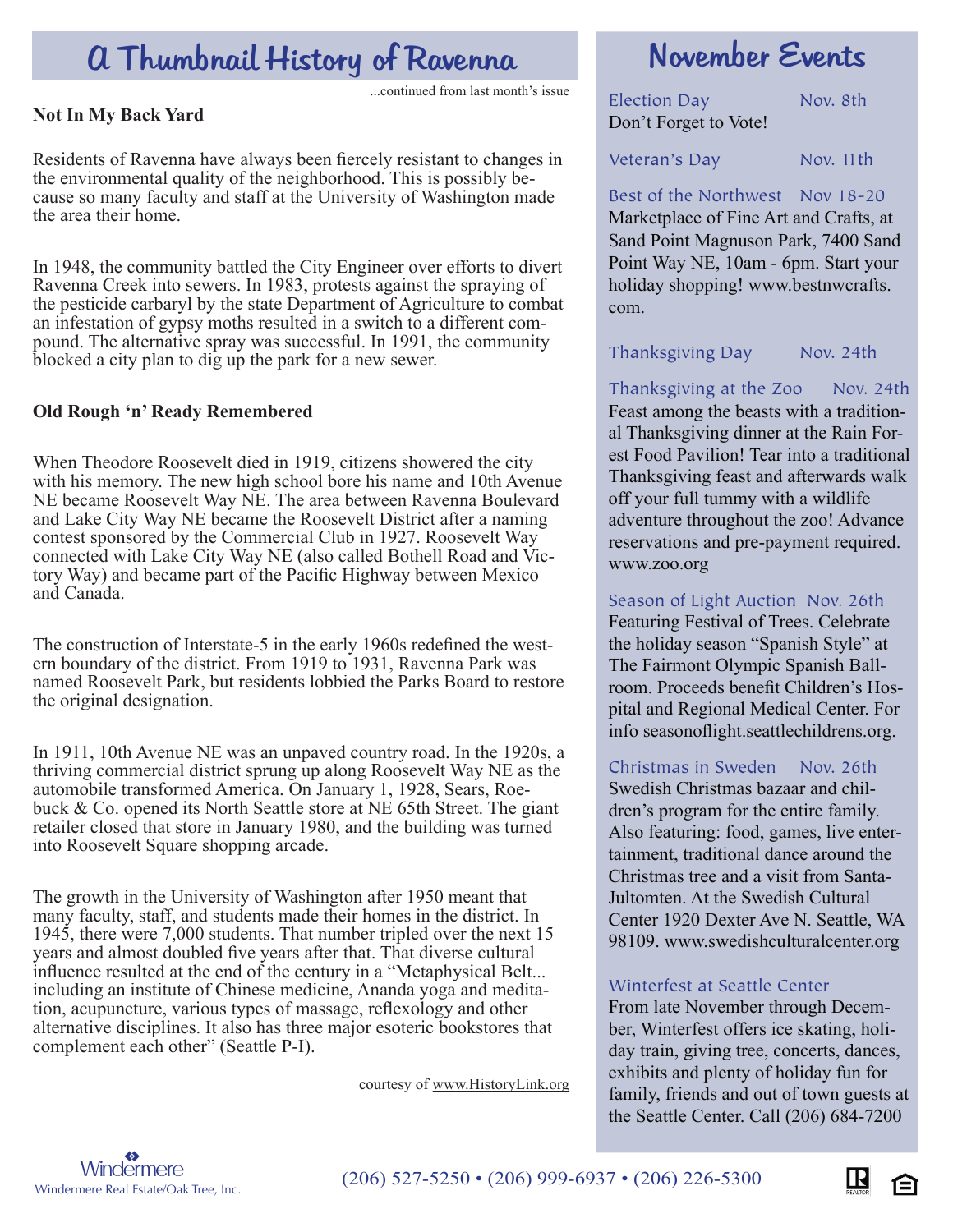# A Thumbnail History of Ravenna

...continued from last month's issue

**Not In My Back Yard**

Residents of Ravenna have always been fiercely resistant to changes in the environmental quality of the neighborhood. This is possibly because so many faculty and staff at the University of Washington made the area their home.

In 1948, the community battled the City Engineer over efforts to divert Ravenna Creek into sewers. In 1983, protests against the spraying of the pesticide carbaryl by the state Department of Agriculture to combat an infestation of gypsy moths resulted in a switch to a different compound. The alternative spray was successful. In 1991, the community blocked a city plan to dig up the park for a new sewer.

**Old Rough 'n' Ready Remembered**

When Theodore Roosevelt died in 1919, citizens showered the city with his memory. The new high school bore his name and 10th Avenue NE became Roosevelt Way NE. The area between Ravenna Boulevard and Lake City Way NE became the Roosevelt District after a naming contest sponsored by the Commercial Club in 1927. Roosevelt Way connected with Lake City Way NE (also called Bothell Road and Victory Way) and became part of the Pacific Highway between Mexico and Canada.

The construction of Interstate-5 in the early 1960s redefined the western boundary of the district. From 1919 to 1931, Ravenna Park was named Roosevelt Park, but residents lobbied the Parks Board to restore the original designation.

In 1911, 10th Avenue NE was an unpaved country road. In the 1920s, a thriving commercial district sprung up along Roosevelt Way NE as the automobile transformed America. On January 1, 1928, Sears, Roebuck & Co. opened its North Seattle store at NE 65th Street. The giant retailer closed that store in January 1980, and the building was turned into Roosevelt Square shopping arcade.

The growth in the University of Washington after 1950 meant that many faculty, staff, and students made their homes in the district. In 1945, there were 7,000 students. That number tripled over the next 15 years and almost doubled five years after that. That diverse cultural influence resulted at the end of the century in a "Metaphysical Belt... including an institute of Chinese medicine, Ananda yoga and meditation, acupuncture, various types of massage, reflexology and other alternative disciplines. It also has three major esoteric bookstores that complement each other" (Seattle P-I).

courtesy of www.HistoryLink.org

# November Events

**Election Day** Nov. 8th
Don't Forget to Vote!

**Veteran's Day** Nov. 11th

**Best of the Northwest** Nov 18-20
Marketplace of Fine Art and Crafts, at Sand Point Magnuson Park, 7400 Sand Point Way NE, 10am - 6pm. Start your holiday shopping! www.bestnwcrafts.com.

**Thanksgiving Day** Nov. 24th

**Thanksgiving at the Zoo** Nov. 24th
Feast among the beasts with a traditional Thanksgiving dinner at the Rain Forest Food Pavilion! Tear into a traditional Thanksgiving feast and afterwards walk off your full tummy with a wildlife adventure throughout the zoo! Advance reservations and pre-payment required. www.zoo.org

**Season of Light Auction** Nov. 26th
Featuring Festival of Trees. Celebrate the holiday season "Spanish Style" at The Fairmont Olympic Spanish Ballroom. Proceeds benefit Children's Hospital and Regional Medical Center. For info seasonoflight.seattlechildrens.org.

**Christmas in Sweden** Nov. 26th
Swedish Christmas bazaar and children's program for the entire family. Also featuring: food, games, live entertainment, traditional dance around the Christmas tree and a visit from Santa-Jultomten. At the Swedish Cultural Center 1920 Dexter Ave N. Seattle, WA 98109. www.swedishculturalcenter.org

**Winterfest at Seattle Center**
From late November through December, Winterfest offers ice skating, holiday train, giving tree, concerts, dances, exhibits and plenty of holiday fun for family, friends and out of town guests at the Seattle Center. Call (206) 684-7200

Windermere
Windermere Real Estate/Oak Tree, Inc.

(206) 527-5250 • (206) 999-6937 • (206) 226-5300